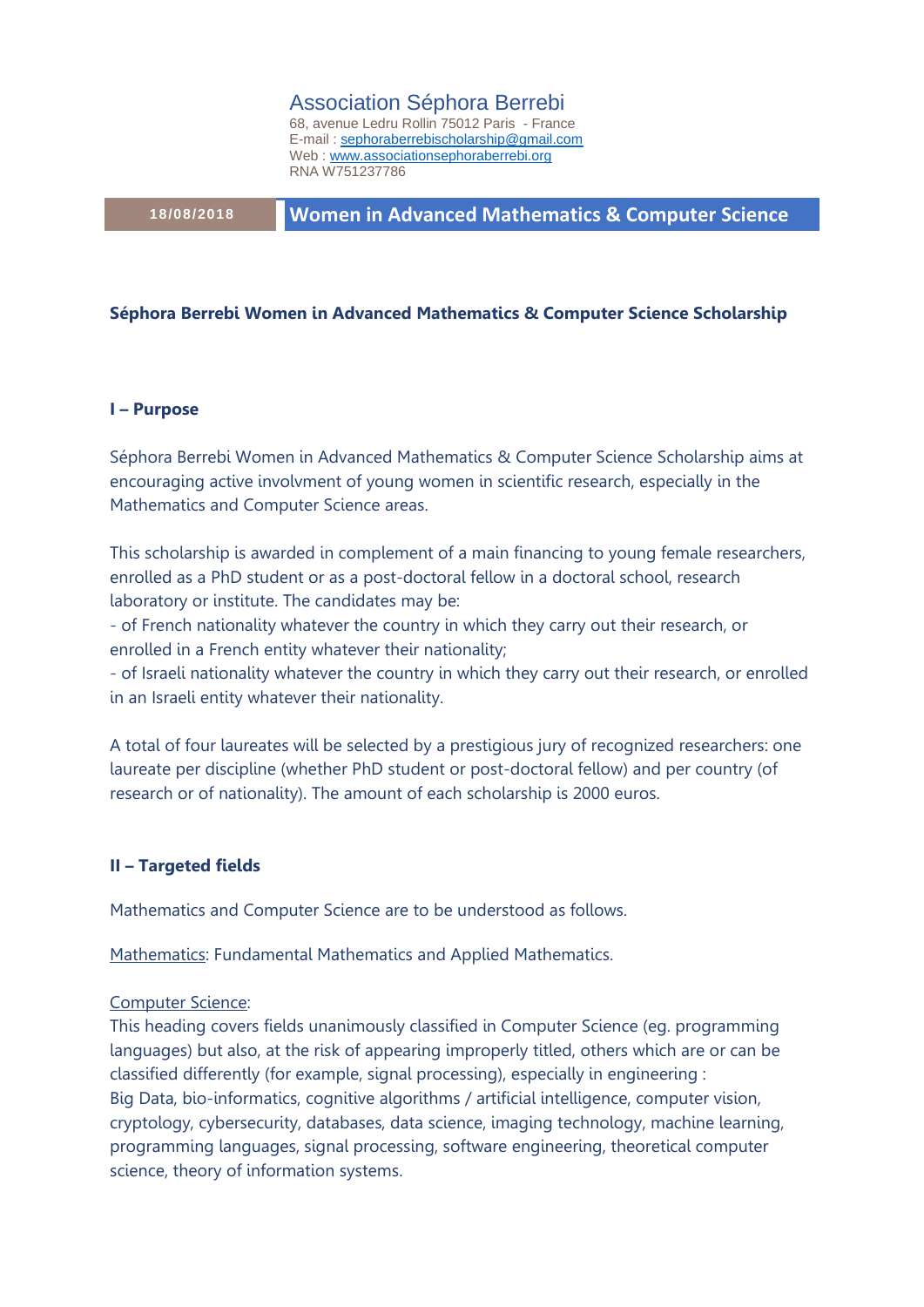Association Séphora Berrebi
68, avenue Ledru Rollin 75012 Paris - France
E-mail : sephoraberrebischolarship@gmail.com
Web : www.associationsephoraberrebi.org
RNA W751237786

**18/08/2018** | **Women in Advanced Mathematics & Computer Science**

# Séphora Berrebi Women in Advanced Mathematics & Computer Science Scholarship

## I – Purpose

Séphora Berrebi Women in Advanced Mathematics & Computer Science Scholarship aims at encouraging active involvment of young women in scientific research, especially in the Mathematics and Computer Science areas.

This scholarship is awarded in complement of a main financing to young female researchers, enrolled as a PhD student or as a post-doctoral fellow in a doctoral school, research laboratory or institute. The candidates may be:
- of French nationality whatever the country in which they carry out their research, or enrolled in a French entity whatever their nationality;
- of Israeli nationality whatever the country in which they carry out their research, or enrolled in an Israeli entity whatever their nationality.

A total of four laureates will be selected by a prestigious jury of recognized researchers: one laureate per discipline (whether PhD student or post-doctoral fellow) and per country (of research or of nationality). The amount of each scholarship is 2000 euros.

## II – Targeted fields

Mathematics and Computer Science are to be understood as follows.

Mathematics: Fundamental Mathematics and Applied Mathematics.

Computer Science:
This heading covers fields unanimously classified in Computer Science (eg. programming languages) but also, at the risk of appearing improperly titled, others which are or can be classified differently (for example, signal processing), especially in engineering :
Big Data, bio-informatics, cognitive algorithms / artificial intelligence, computer vision, cryptology, cybersecurity, databases, data science, imaging technology, machine learning, programming languages, signal processing, software engineering, theoretical computer science, theory of information systems.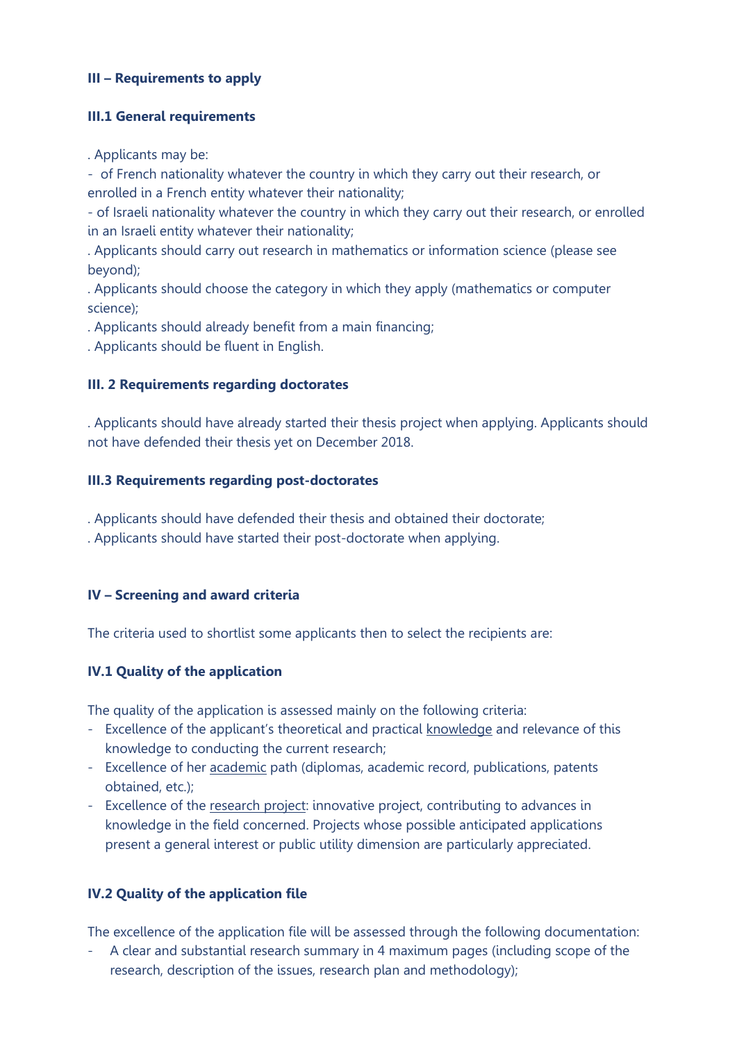## III – Requirements to apply

### III.1 General requirements

. Applicants may be:
- of French nationality whatever the country in which they carry out their research, or enrolled in a French entity whatever their nationality;
- of Israeli nationality whatever the country in which they carry out their research, or enrolled in an Israeli entity whatever their nationality;

. Applicants should carry out research in mathematics or information science (please see beyond);
. Applicants should choose the category in which they apply (mathematics or computer science);
. Applicants should already benefit from a main financing;
. Applicants should be fluent in English.

### III. 2 Requirements regarding doctorates

. Applicants should have already started their thesis project when applying. Applicants should not have defended their thesis yet on December 2018.

### III.3 Requirements regarding post-doctorates

. Applicants should have defended their thesis and obtained their doctorate;
. Applicants should have started their post-doctorate when applying.

## IV – Screening and award criteria

The criteria used to shortlist some applicants then to select the recipients are:

### IV.1 Quality of the application

The quality of the application is assessed mainly on the following criteria:
- Excellence of the applicant's theoretical and practical knowledge and relevance of this knowledge to conducting the current research;
- Excellence of her academic path (diplomas, academic record, publications, patents obtained, etc.);
- Excellence of the research project: innovative project, contributing to advances in knowledge in the field concerned. Projects whose possible anticipated applications present a general interest or public utility dimension are particularly appreciated.

### IV.2 Quality of the application file

The excellence of the application file will be assessed through the following documentation:
- A clear and substantial research summary in 4 maximum pages (including scope of the research, description of the issues, research plan and methodology);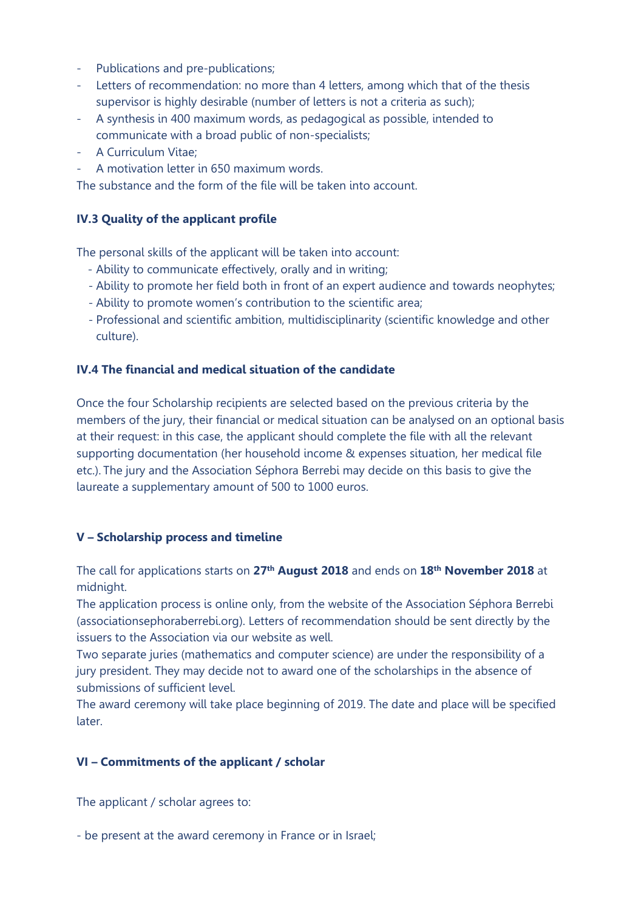- Publications and pre-publications;
- Letters of recommendation: no more than 4 letters, among which that of the thesis supervisor is highly desirable (number of letters is not a criteria as such);
- A synthesis in 400 maximum words, as pedagogical as possible, intended to communicate with a broad public of non-specialists;
- A Curriculum Vitae;
- A motivation letter in 650 maximum words.

The substance and the form of the file will be taken into account.

### IV.3 Quality of the applicant profile

The personal skills of the applicant will be taken into account:

- Ability to communicate effectively, orally and in writing;
- Ability to promote her field both in front of an expert audience and towards neophytes;
- Ability to promote women's contribution to the scientific area;
- Professional and scientific ambition, multidisciplinarity (scientific knowledge and other culture).

### IV.4 The financial and medical situation of the candidate

Once the four Scholarship recipients are selected based on the previous criteria by the members of the jury, their financial or medical situation can be analysed on an optional basis at their request: in this case, the applicant should complete the file with all the relevant supporting documentation (her household income & expenses situation, her medical file etc.). The jury and the Association Séphora Berrebi may decide on this basis to give the laureate a supplementary amount of 500 to 1000 euros.

## V – Scholarship process and timeline

The call for applications starts on **27th August 2018** and ends on **18th November 2018** at midnight.

The application process is online only, from the website of the Association Séphora Berrebi (associationsephoraberrebi.org). Letters of recommendation should be sent directly by the issuers to the Association via our website as well.

Two separate juries (mathematics and computer science) are under the responsibility of a jury president. They may decide not to award one of the scholarships in the absence of submissions of sufficient level.

The award ceremony will take place beginning of 2019. The date and place will be specified later.

## VI – Commitments of the applicant / scholar

The applicant / scholar agrees to:

- be present at the award ceremony in France or in Israel;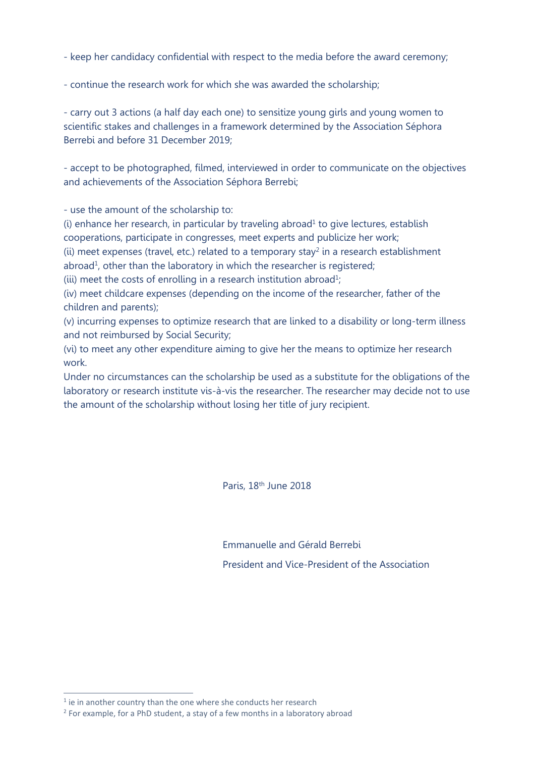- keep her candidacy confidential with respect to the media before the award ceremony;

- continue the research work for which she was awarded the scholarship;

- carry out 3 actions (a half day each one) to sensitize young girls and young women to scientific stakes and challenges in a framework determined by the Association Séphora Berrebi and before 31 December 2019;

- accept to be photographed, filmed, interviewed in order to communicate on the objectives and achievements of the Association Séphora Berrebi;

- use the amount of the scholarship to:
(i) enhance her research, in particular by traveling abroad[1] to give lectures, establish cooperations, participate in congresses, meet experts and publicize her work;
(ii) meet expenses (travel, etc.) related to a temporary stay[2] in a research establishment abroad[1], other than the laboratory in which the researcher is registered;
(iii) meet the costs of enrolling in a research institution abroad[1];
(iv) meet childcare expenses (depending on the income of the researcher, father of the children and parents);
(v) incurring expenses to optimize research that are linked to a disability or long-term illness and not reimbursed by Social Security;
(vi) to meet any other expenditure aiming to give her the means to optimize her research work.
Under no circumstances can the scholarship be used as a substitute for the obligations of the laboratory or research institute vis-à-vis the researcher. The researcher may decide not to use the amount of the scholarship without losing her title of jury recipient.

Paris, 18th June 2018

Emmanuelle and Gérald Berrebi

President and Vice-President of the Association

[1] ie in another country than the one where she conducts her research
[2] For example, for a PhD student, a stay of a few months in a laboratory abroad